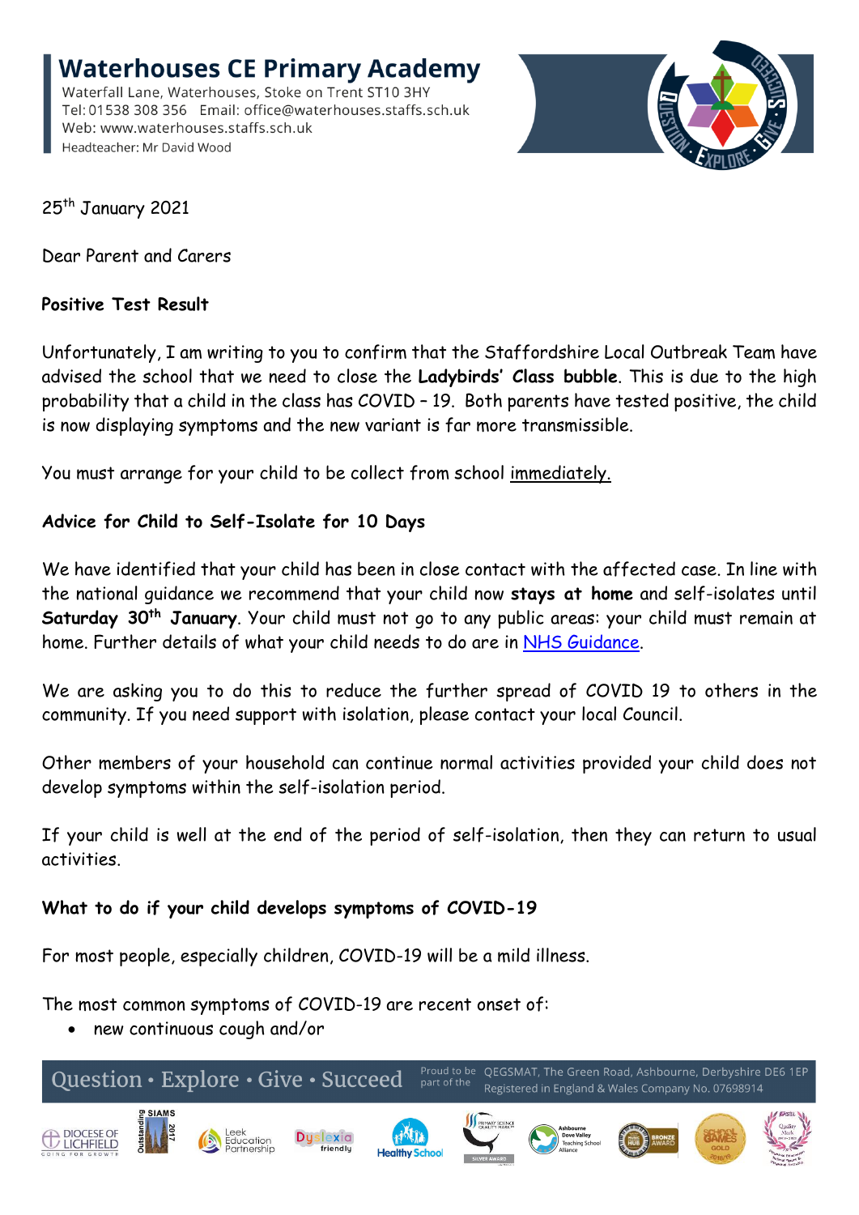# Waterhouses CE Primary Academy

Waterfall Lane, Waterhouses, Stoke on Trent ST10 3HY
Tel: 01538 308 356 Email: office@waterhouses.staffs.sch.uk
Web: www.waterhouses.staffs.sch.uk
Headteacher: Mr David Wood

25th January 2021

Dear Parent and Carers

**Positive Test Result**

Unfortunately, I am writing to you to confirm that the Staffordshire Local Outbreak Team have advised the school that we need to close the **Ladybirds' Class bubble**. This is due to the high probability that a child in the class has COVID – 19. Both parents have tested positive, the child is now displaying symptoms and the new variant is far more transmissible.

You must arrange for your child to be collect from school immediately.

**Advice for Child to Self-Isolate for 10 Days**

We have identified that your child has been in close contact with the affected case. In line with the national guidance we recommend that your child now **stays at home** and self-isolates until **Saturday 30th January**. Your child must not go to any public areas: your child must remain at home. Further details of what your child needs to do are in NHS Guidance.

We are asking you to do this to reduce the further spread of COVID 19 to others in the community. If you need support with isolation, please contact your local Council.

Other members of your household can continue normal activities provided your child does not develop symptoms within the self-isolation period.

If your child is well at the end of the period of self-isolation, then they can return to usual activities.

**What to do if your child develops symptoms of COVID-19**

For most people, especially children, COVID-19 will be a mild illness.

The most common symptoms of COVID-19 are recent onset of:

- new continuous cough and/or

Question • Explore • Give • Succeed — Proud to be part of the QEGSMAT, The Green Road, Ashbourne, Derbyshire DE6 1EP. Registered in England & Wales Company No. 07698914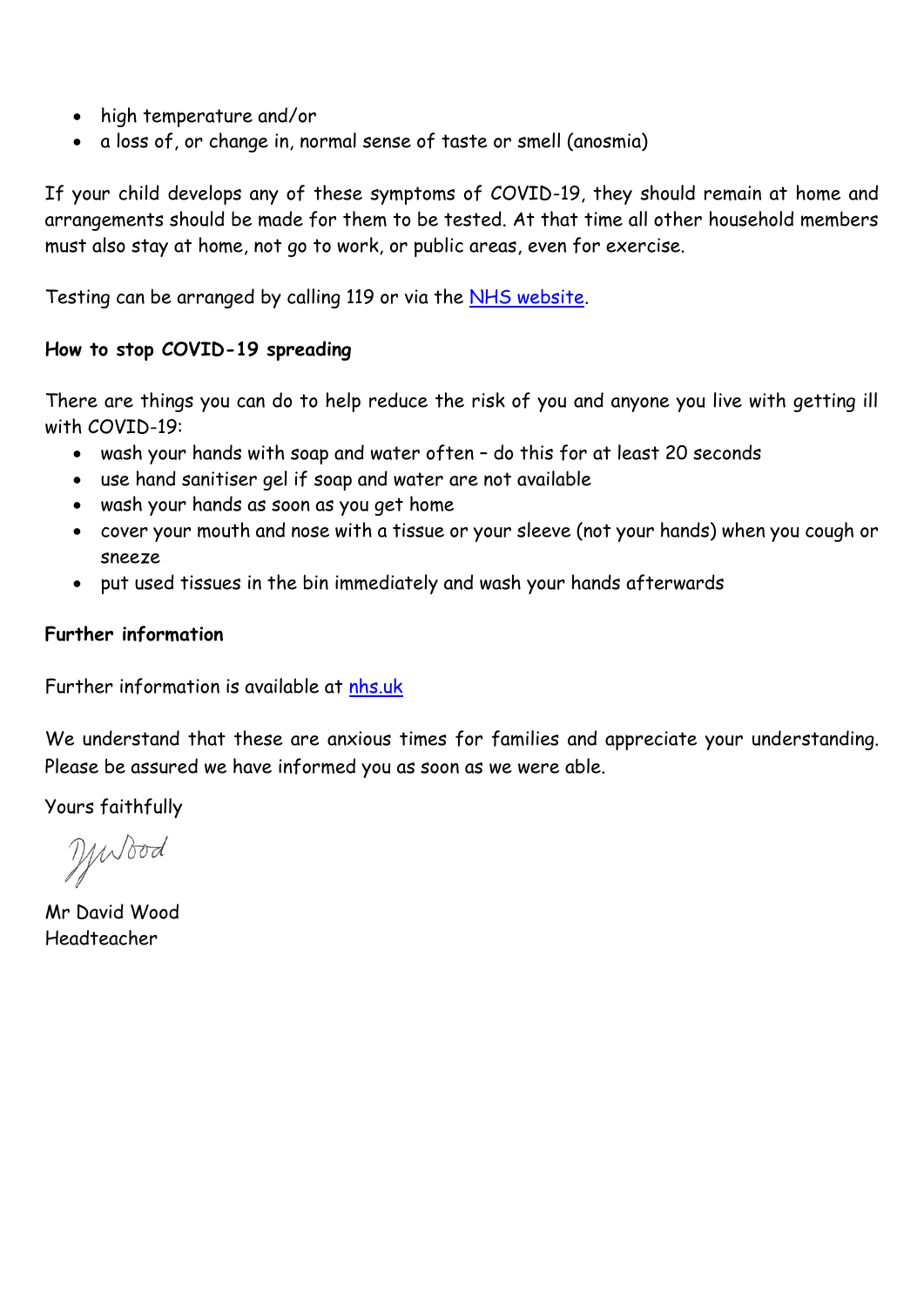- high temperature and/or
- a loss of, or change in, normal sense of taste or smell (anosmia)

If your child develops any of these symptoms of COVID-19, they should remain at home and arrangements should be made for them to be tested. At that time all other household members must also stay at home, not go to work, or public areas, even for exercise.

Testing can be arranged by calling 119 or via the NHS website.

**How to stop COVID-19 spreading**

There are things you can do to help reduce the risk of you and anyone you live with getting ill with COVID-19:

- wash your hands with soap and water often – do this for at least 20 seconds
- use hand sanitiser gel if soap and water are not available
- wash your hands as soon as you get home
- cover your mouth and nose with a tissue or your sleeve (not your hands) when you cough or sneeze
- put used tissues in the bin immediately and wash your hands afterwards

**Further information**

Further information is available at nhs.uk

We understand that these are anxious times for families and appreciate your understanding. Please be assured we have informed you as soon as we were able.

Yours faithfully

Mr David Wood
Headteacher